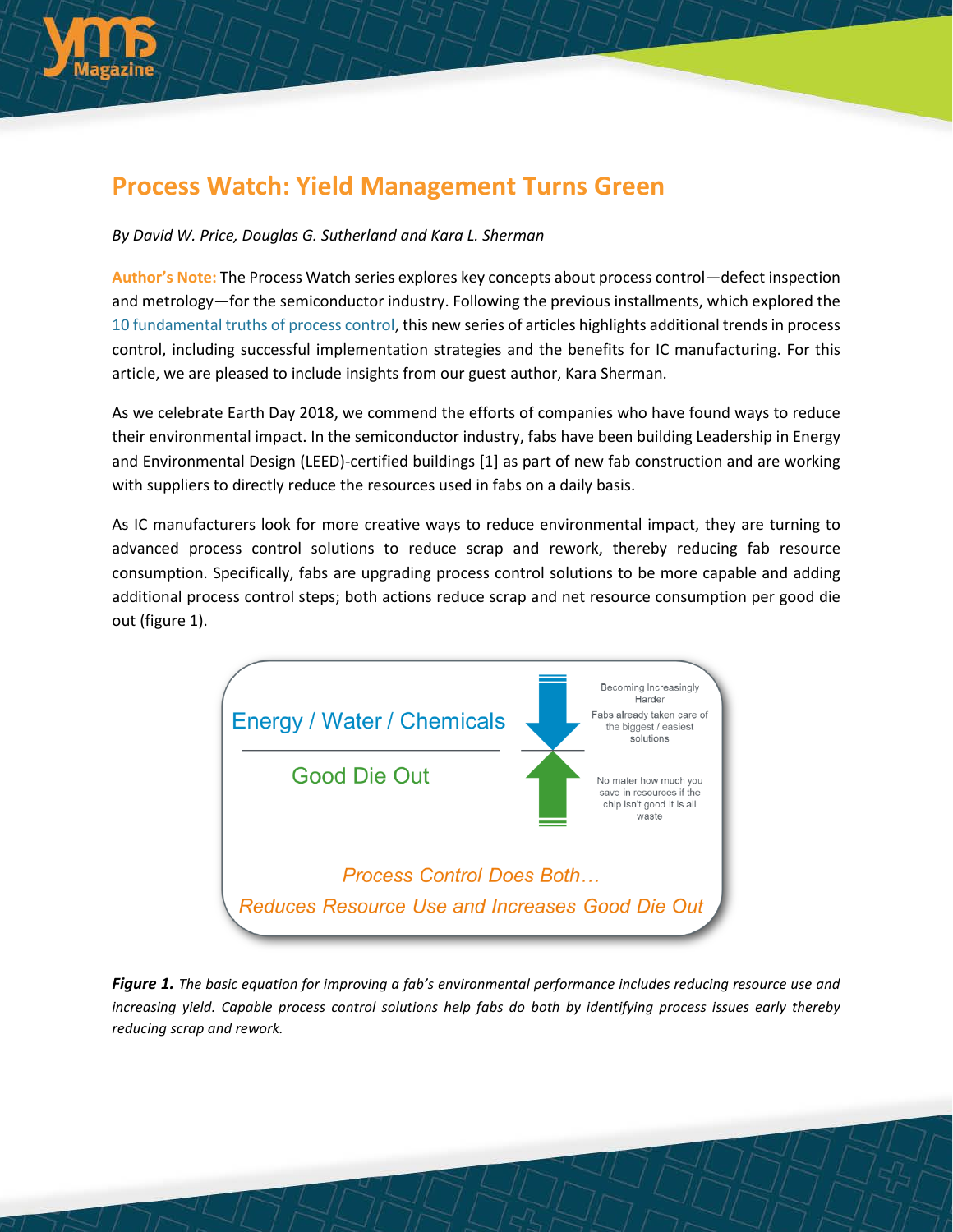# Process Watch: Yield Management Turns Green

*By David W. Price, Douglas G. Sutherland and Kara L. Sherman*

**Author's Note:** The Process Watch series explores key concepts about process control—defect inspection and metrology—for the semiconductor industry. Following the previous installments, which explored the 10 fundamental truths of process control, this new series of articles highlights additional trends in process control, including successful implementation strategies and the benefits for IC manufacturing. For this article, we are pleased to include insights from our guest author, Kara Sherman.

As we celebrate Earth Day 2018, we commend the efforts of companies who have found ways to reduce their environmental impact. In the semiconductor industry, fabs have been building Leadership in Energy and Environmental Design (LEED)-certified buildings [1] as part of new fab construction and are working with suppliers to directly reduce the resources used in fabs on a daily basis.

As IC manufacturers look for more creative ways to reduce environmental impact, they are turning to advanced process control solutions to reduce scrap and rework, thereby reducing fab resource consumption. Specifically, fabs are upgrading process control solutions to be more capable and adding additional process control steps; both actions reduce scrap and net resource consumption per good die out (figure 1).

Energy / Water / Chemicals

Good Die Out

Becoming Increasingly Harder

Fabs already taken care of the biggest / easiest solutions

No mater how much you save in resources if the chip isn't good it is all waste

*Process Control Does Both…*

*Reduces Resource Use and Increases Good Die Out*

***Figure 1.*** *The basic equation for improving a fab's environmental performance includes reducing resource use and increasing yield. Capable process control solutions help fabs do both by identifying process issues early thereby reducing scrap and rework.*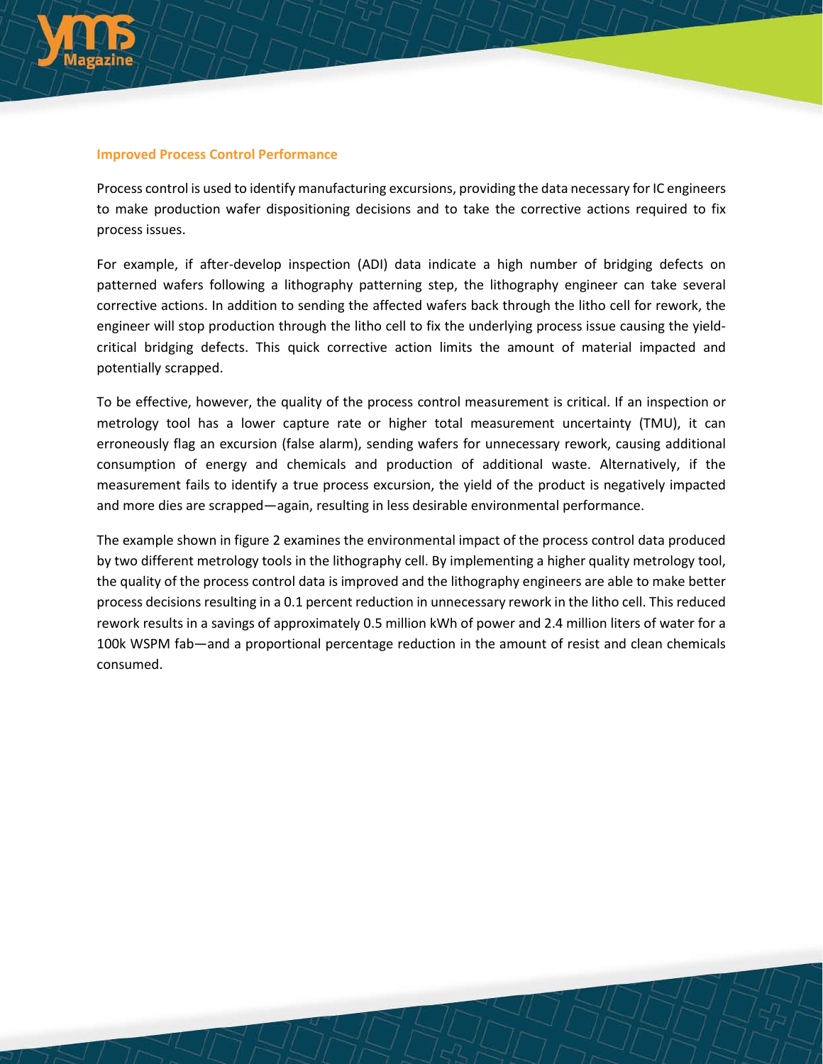## Improved Process Control Performance

Process control is used to identify manufacturing excursions, providing the data necessary for IC engineers to make production wafer dispositioning decisions and to take the corrective actions required to fix process issues.

For example, if after-develop inspection (ADI) data indicate a high number of bridging defects on patterned wafers following a lithography patterning step, the lithography engineer can take several corrective actions. In addition to sending the affected wafers back through the litho cell for rework, the engineer will stop production through the litho cell to fix the underlying process issue causing the yield-critical bridging defects. This quick corrective action limits the amount of material impacted and potentially scrapped.

To be effective, however, the quality of the process control measurement is critical. If an inspection or metrology tool has a lower capture rate or higher total measurement uncertainty (TMU), it can erroneously flag an excursion (false alarm), sending wafers for unnecessary rework, causing additional consumption of energy and chemicals and production of additional waste. Alternatively, if the measurement fails to identify a true process excursion, the yield of the product is negatively impacted and more dies are scrapped—again, resulting in less desirable environmental performance.

The example shown in figure 2 examines the environmental impact of the process control data produced by two different metrology tools in the lithography cell. By implementing a higher quality metrology tool, the quality of the process control data is improved and the lithography engineers are able to make better process decisions resulting in a 0.1 percent reduction in unnecessary rework in the litho cell. This reduced rework results in a savings of approximately 0.5 million kWh of power and 2.4 million liters of water for a 100k WSPM fab—and a proportional percentage reduction in the amount of resist and clean chemicals consumed.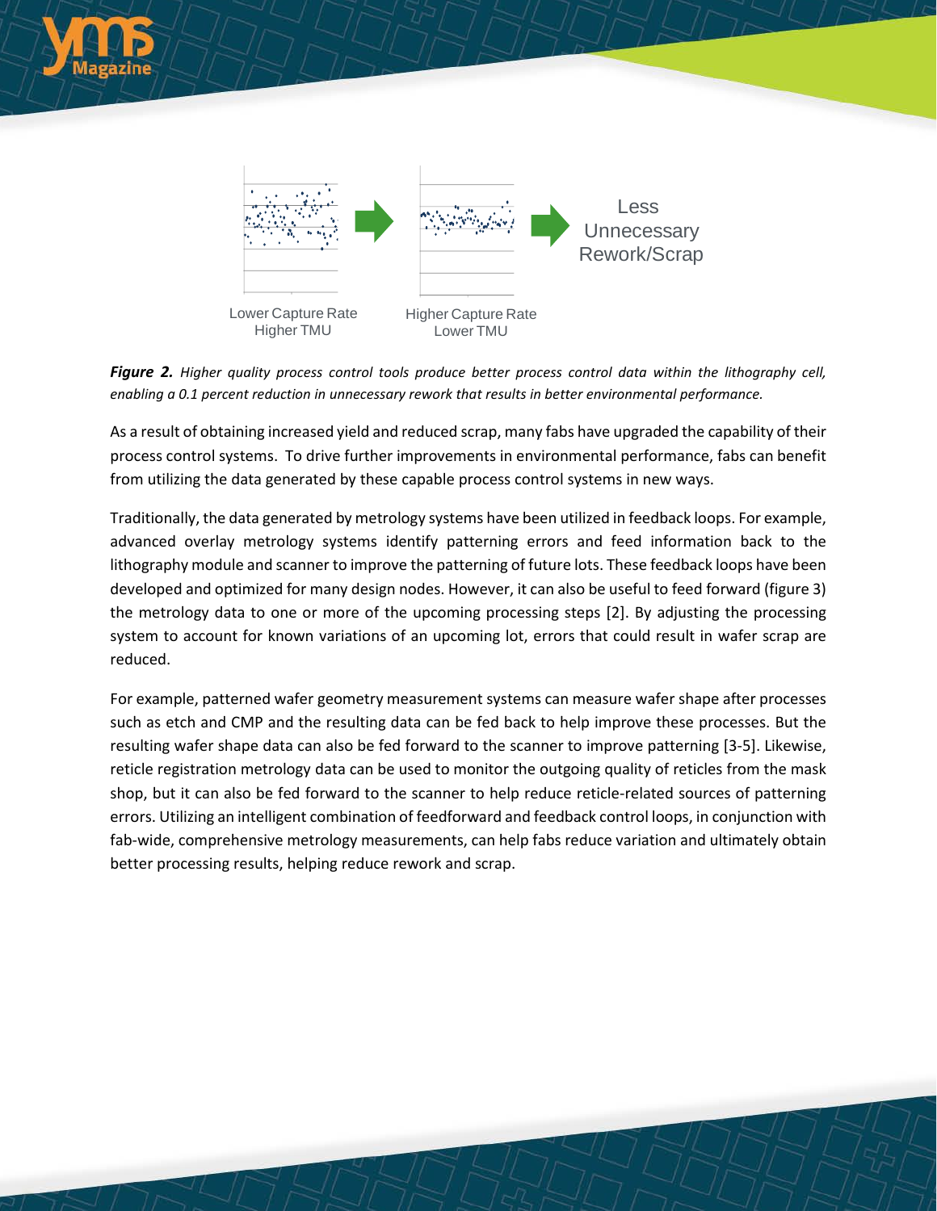Less Unnecessary Rework/Scrap

Lower Capture Rate
Higher TMU

Higher Capture Rate
Lower TMU

***Figure 2.*** *Higher quality process control tools produce better process control data within the lithography cell, enabling a 0.1 percent reduction in unnecessary rework that results in better environmental performance.*

As a result of obtaining increased yield and reduced scrap, many fabs have upgraded the capability of their process control systems. To drive further improvements in environmental performance, fabs can benefit from utilizing the data generated by these capable process control systems in new ways.

Traditionally, the data generated by metrology systems have been utilized in feedback loops. For example, advanced overlay metrology systems identify patterning errors and feed information back to the lithography module and scanner to improve the patterning of future lots. These feedback loops have been developed and optimized for many design nodes. However, it can also be useful to feed forward (figure 3) the metrology data to one or more of the upcoming processing steps [2]. By adjusting the processing system to account for known variations of an upcoming lot, errors that could result in wafer scrap are reduced.

For example, patterned wafer geometry measurement systems can measure wafer shape after processes such as etch and CMP and the resulting data can be fed back to help improve these processes. But the resulting wafer shape data can also be fed forward to the scanner to improve patterning [3-5]. Likewise, reticle registration metrology data can be used to monitor the outgoing quality of reticles from the mask shop, but it can also be fed forward to the scanner to help reduce reticle-related sources of patterning errors. Utilizing an intelligent combination of feedforward and feedback control loops, in conjunction with fab-wide, comprehensive metrology measurements, can help fabs reduce variation and ultimately obtain better processing results, helping reduce rework and scrap.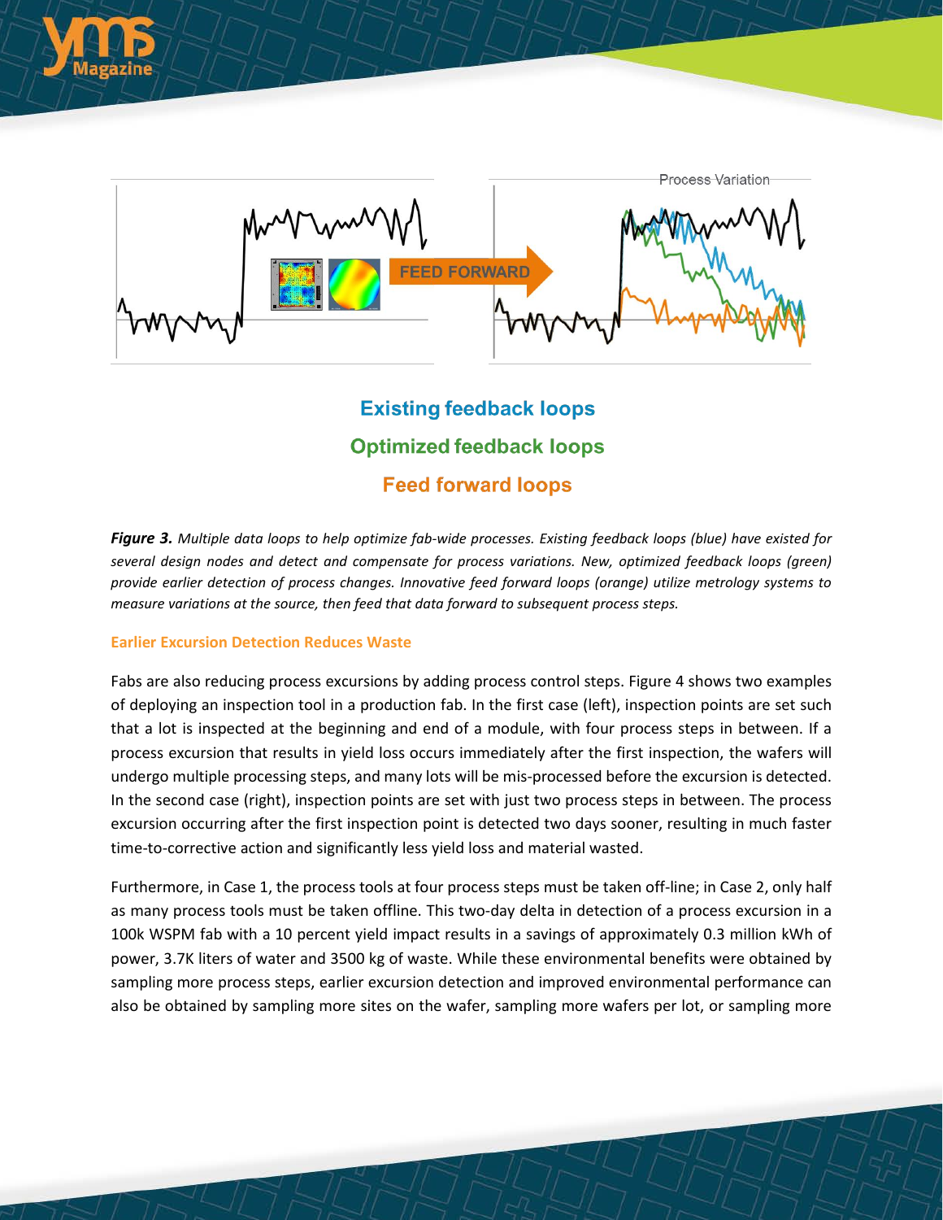Process Variation

FEED FORWARD

Existing feedback loops

Optimized feedback loops

Feed forward loops

***Figure 3.*** *Multiple data loops to help optimize fab-wide processes. Existing feedback loops (blue) have existed for several design nodes and detect and compensate for process variations. New, optimized feedback loops (green) provide earlier detection of process changes. Innovative feed forward loops (orange) utilize metrology systems to measure variations at the source, then feed that data forward to subsequent process steps.*

### Earlier Excursion Detection Reduces Waste

Fabs are also reducing process excursions by adding process control steps. Figure 4 shows two examples of deploying an inspection tool in a production fab. In the first case (left), inspection points are set such that a lot is inspected at the beginning and end of a module, with four process steps in between. If a process excursion that results in yield loss occurs immediately after the first inspection, the wafers will undergo multiple processing steps, and many lots will be mis-processed before the excursion is detected. In the second case (right), inspection points are set with just two process steps in between. The process excursion occurring after the first inspection point is detected two days sooner, resulting in much faster time-to-corrective action and significantly less yield loss and material wasted.

Furthermore, in Case 1, the process tools at four process steps must be taken off-line; in Case 2, only half as many process tools must be taken offline. This two-day delta in detection of a process excursion in a 100k WSPM fab with a 10 percent yield impact results in a savings of approximately 0.3 million kWh of power, 3.7K liters of water and 3500 kg of waste. While these environmental benefits were obtained by sampling more process steps, earlier excursion detection and improved environmental performance can also be obtained by sampling more sites on the wafer, sampling more wafers per lot, or sampling more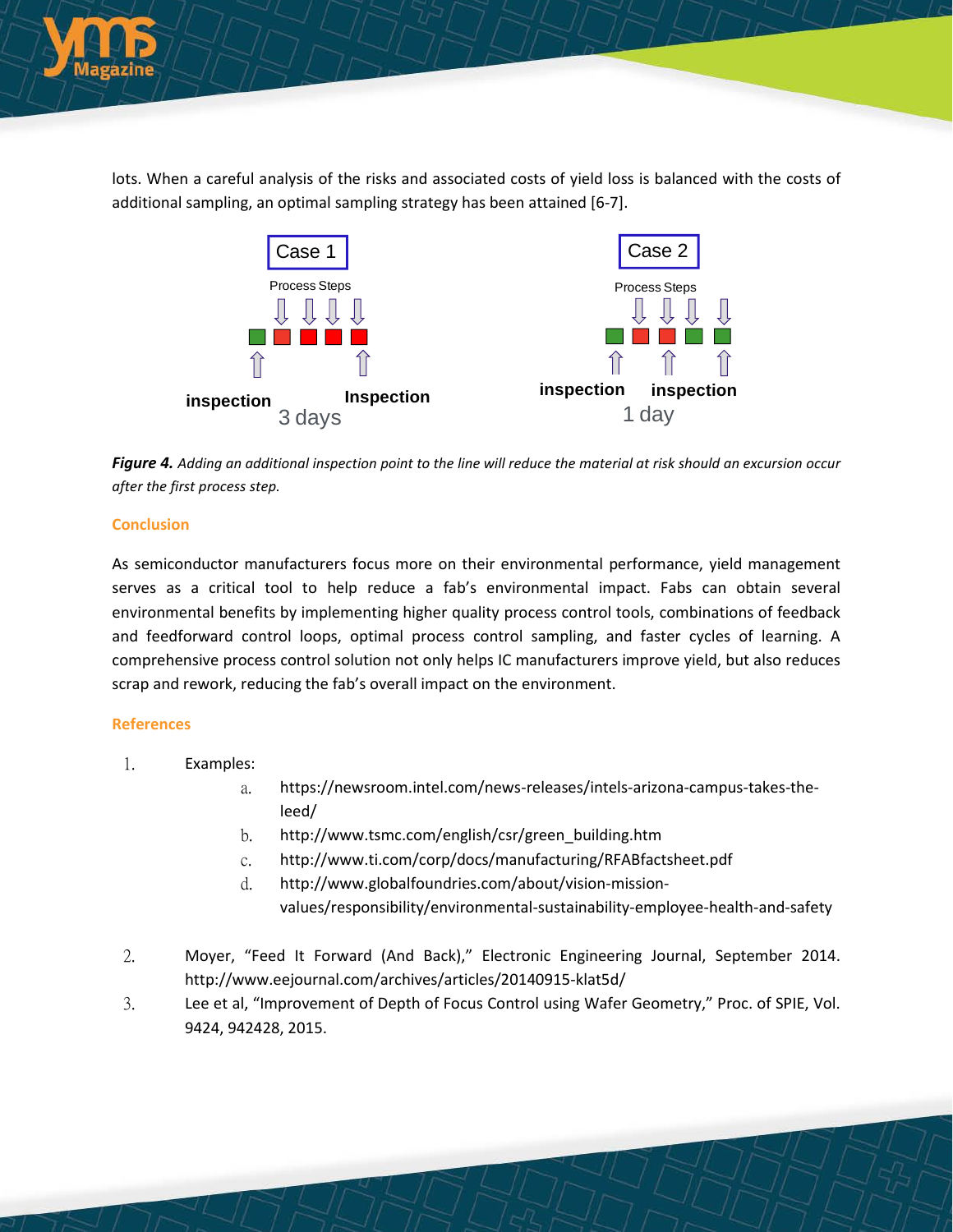lots. When a careful analysis of the risks and associated costs of yield loss is balanced with the costs of additional sampling, an optimal sampling strategy has been attained [6-7].

Case 1

Process Steps

inspection Inspection

3 days

Case 2

Process Steps

inspection inspection

1 day

***Figure 4.*** *Adding an additional inspection point to the line will reduce the material at risk should an excursion occur after the first process step.*

## Conclusion

As semiconductor manufacturers focus more on their environmental performance, yield management serves as a critical tool to help reduce a fab's environmental impact. Fabs can obtain several environmental benefits by implementing higher quality process control tools, combinations of feedback and feedforward control loops, optimal process control sampling, and faster cycles of learning. A comprehensive process control solution not only helps IC manufacturers improve yield, but also reduces scrap and rework, reducing the fab's overall impact on the environment.

## References

1. Examples:
   a. https://newsroom.intel.com/news-releases/intels-arizona-campus-takes-the-leed/
   b. http://www.tsmc.com/english/csr/green_building.htm
   c. http://www.ti.com/corp/docs/manufacturing/RFABfactsheet.pdf
   d. http://www.globalfoundries.com/about/vision-mission-values/responsibility/environmental-sustainability-employee-health-and-safety

2. Moyer, "Feed It Forward (And Back)," Electronic Engineering Journal, September 2014. http://www.eejournal.com/archives/articles/20140915-klat5d/
3. Lee et al, "Improvement of Depth of Focus Control using Wafer Geometry," Proc. of SPIE, Vol. 9424, 942428, 2015.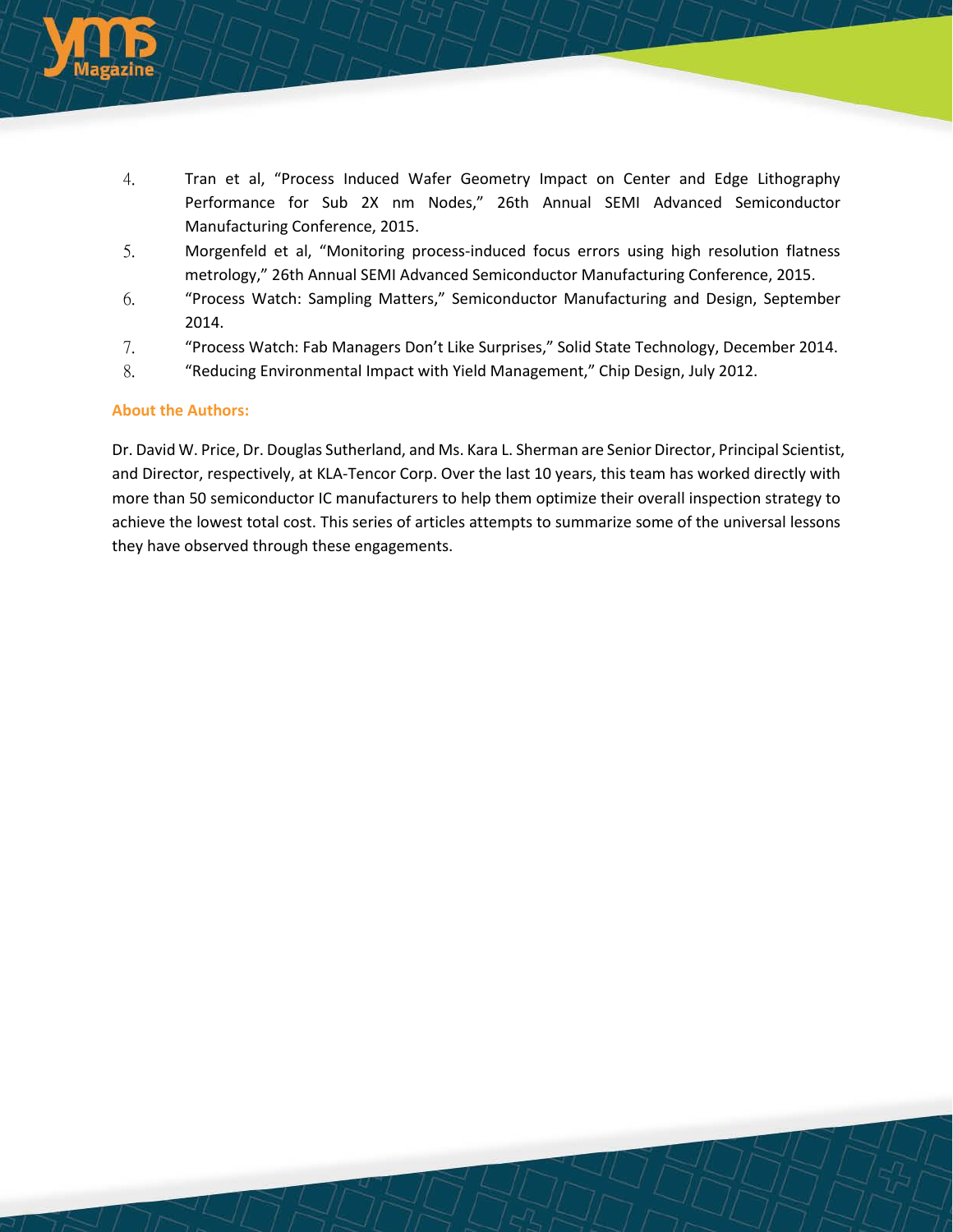4. Tran et al, "Process Induced Wafer Geometry Impact on Center and Edge Lithography Performance for Sub 2X nm Nodes," 26th Annual SEMI Advanced Semiconductor Manufacturing Conference, 2015.
5. Morgenfeld et al, "Monitoring process-induced focus errors using high resolution flatness metrology," 26th Annual SEMI Advanced Semiconductor Manufacturing Conference, 2015.
6. "Process Watch: Sampling Matters," Semiconductor Manufacturing and Design, September 2014.
7. "Process Watch: Fab Managers Don't Like Surprises," Solid State Technology, December 2014.
8. "Reducing Environmental Impact with Yield Management," Chip Design, July 2012.

**About the Authors:**

Dr. David W. Price, Dr. Douglas Sutherland, and Ms. Kara L. Sherman are Senior Director, Principal Scientist, and Director, respectively, at KLA-Tencor Corp. Over the last 10 years, this team has worked directly with more than 50 semiconductor IC manufacturers to help them optimize their overall inspection strategy to achieve the lowest total cost. This series of articles attempts to summarize some of the universal lessons they have observed through these engagements.